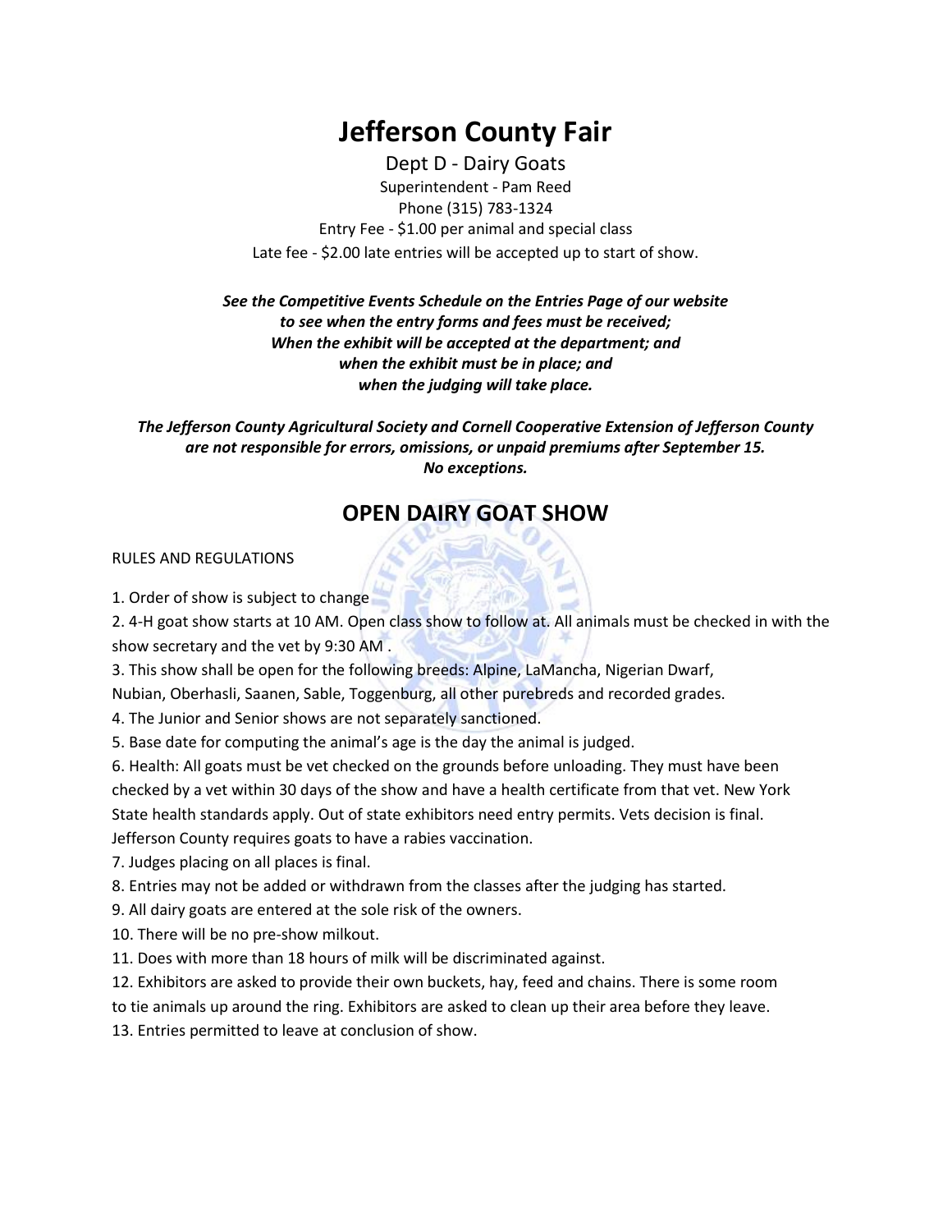# Jefferson County Fair

Dept D - Dairy Goats
Superintendent - Pam Reed
Phone (315) 783-1324
Entry Fee - $1.00 per animal and special class
Late fee - $2.00 late entries will be accepted up to start of show.

***See the Competitive Events Schedule on the Entries Page of our website to see when the entry forms and fees must be received; When the exhibit will be accepted at the department; and when the exhibit must be in place; and when the judging will take place.***

***The Jefferson County Agricultural Society and Cornell Cooperative Extension of Jefferson County are not responsible for errors, omissions, or unpaid premiums after September 15. No exceptions.***

## OPEN DAIRY GOAT SHOW

RULES AND REGULATIONS

1. Order of show is subject to change
2. 4-H goat show starts at 10 AM. Open class show to follow at. All animals must be checked in with the show secretary and the vet by 9:30 AM .
3. This show shall be open for the following breeds: Alpine, LaMancha, Nigerian Dwarf, Nubian, Oberhasli, Saanen, Sable, Toggenburg, all other purebreds and recorded grades.
4. The Junior and Senior shows are not separately sanctioned.
5. Base date for computing the animal's age is the day the animal is judged.
6. Health: All goats must be vet checked on the grounds before unloading. They must have been checked by a vet within 30 days of the show and have a health certificate from that vet. New York State health standards apply. Out of state exhibitors need entry permits. Vets decision is final. Jefferson County requires goats to have a rabies vaccination.
7. Judges placing on all places is final.
8. Entries may not be added or withdrawn from the classes after the judging has started.
9. All dairy goats are entered at the sole risk of the owners.
10. There will be no pre-show milkout.
11. Does with more than 18 hours of milk will be discriminated against.
12. Exhibitors are asked to provide their own buckets, hay, feed and chains. There is some room to tie animals up around the ring. Exhibitors are asked to clean up their area before they leave.
13. Entries permitted to leave at conclusion of show.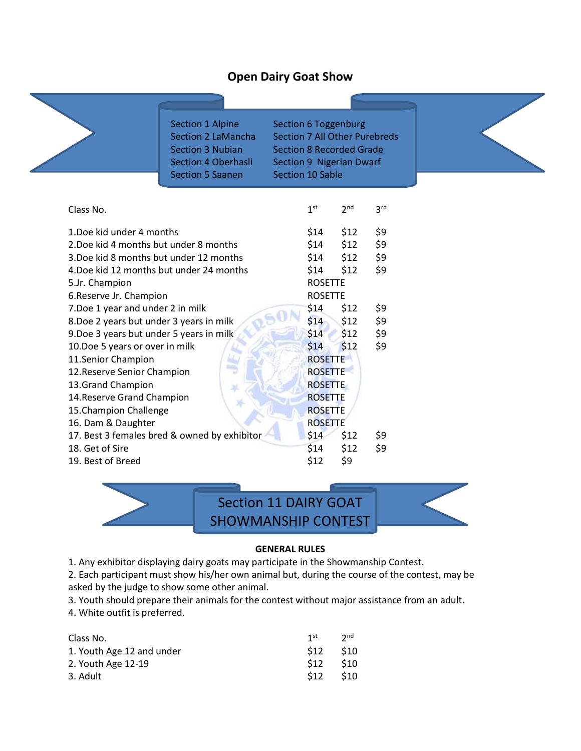# Open Dairy Goat Show

| | |
|---|---|
| Section 1 Alpine | Section 6 Toggenburg |
| Section 2 LaMancha | Section 7 All Other Purebreds |
| Section 3 Nubian | Section 8 Recorded Grade |
| Section 4 Oberhasli | Section 9 Nigerian Dwarf |
| Section 5 Saanen | Section 10 Sable |

| Class No. | 1st | 2nd | 3rd |
|---|---|---|---|
| 1.Doe kid under 4 months | $14 | $12 | $9 |
| 2.Doe kid 4 months but under 8 months | $14 | $12 | $9 |
| 3.Doe kid 8 months but under 12 months | $14 | $12 | $9 |
| 4.Doe kid 12 months but under 24 months | $14 | $12 | $9 |
| 5.Jr. Champion | ROSETTE | | |
| 6.Reserve Jr. Champion | ROSETTE | | |
| 7.Doe 1 year and under 2 in milk | $14 | $12 | $9 |
| 8.Doe 2 years but under 3 years in milk | $14 | $12 | $9 |
| 9.Doe 3 years but under 5 years in milk | $14 | $12 | $9 |
| 10.Doe 5 years or over in milk | $14 | $12 | $9 |
| 11.Senior Champion | ROSETTE | | |
| 12.Reserve Senior Champion | ROSETTE | | |
| 13.Grand Champion | ROSETTE | | |
| 14.Reserve Grand Champion | ROSETTE | | |
| 15.Champion Challenge | ROSETTE | | |
| 16. Dam & Daughter | ROSETTE | | |
| 17. Best 3 females bred & owned by exhibitor | $14 | $12 | $9 |
| 18. Get of Sire | $14 | $12 | $9 |
| 19. Best of Breed | $12 | $9 | |

## Section 11 DAIRY GOAT SHOWMANSHIP CONTEST

**GENERAL RULES**

1. Any exhibitor displaying dairy goats may participate in the Showmanship Contest.
2. Each participant must show his/her own animal but, during the course of the contest, may be asked by the judge to show some other animal.
3. Youth should prepare their animals for the contest without major assistance from an adult.
4. White outfit is preferred.

| Class No. | 1st | 2nd |
|---|---|---|
| 1. Youth Age 12 and under | $12 | $10 |
| 2. Youth Age 12-19 | $12 | $10 |
| 3. Adult | $12 | $10 |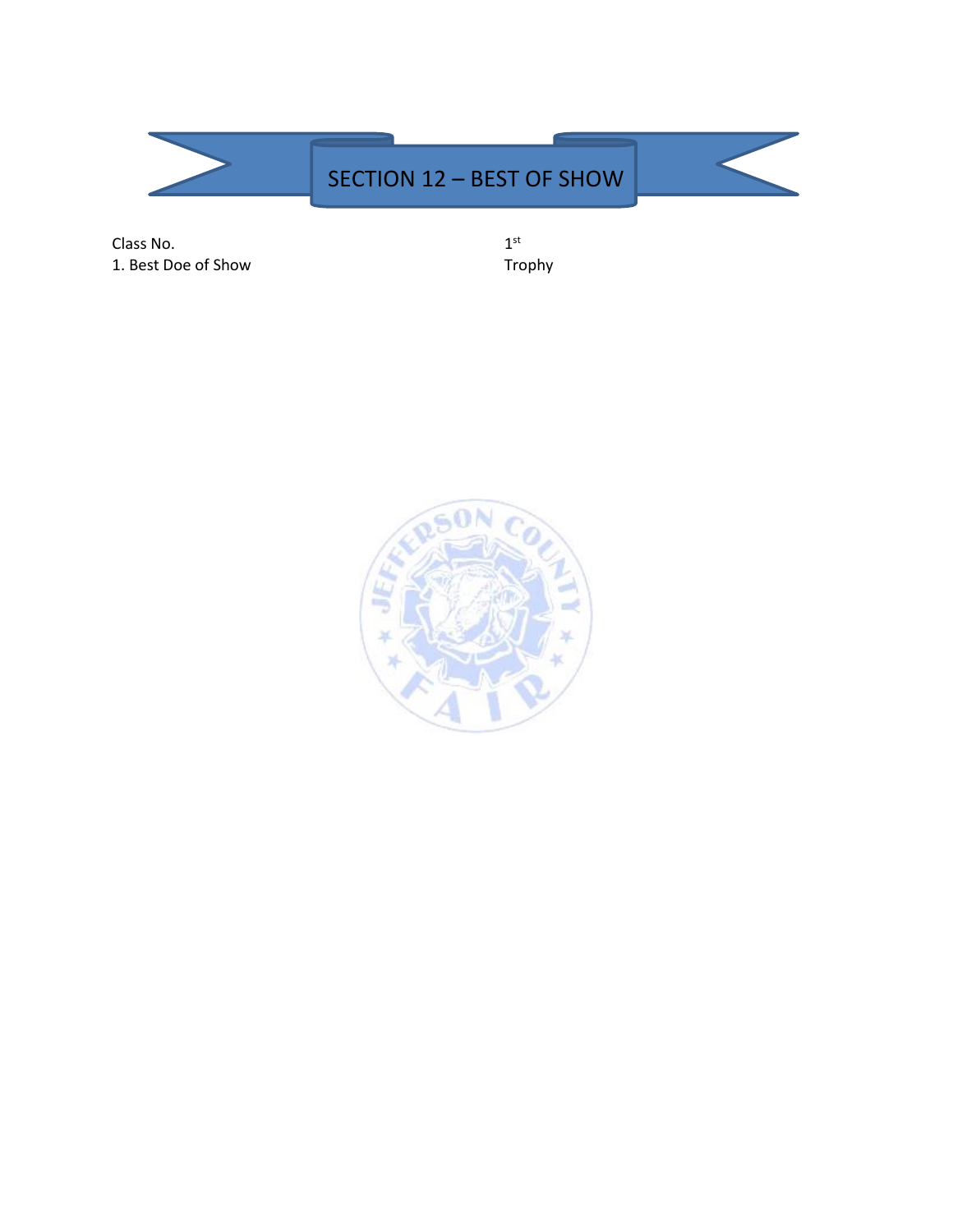# SECTION 12 – BEST OF SHOW

| Class No. | 1st |
|---|---|
| 1. Best Doe of Show | Trophy |